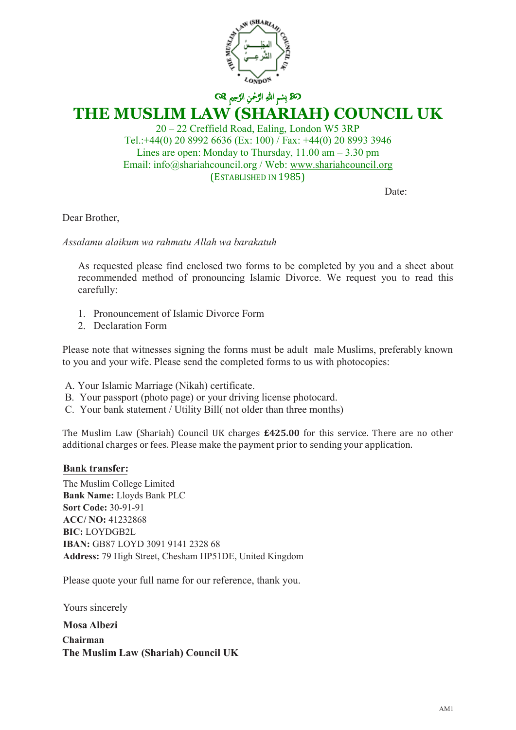﷽

# THE MUSLIM LAW (SHARIAH) COUNCIL UK

20 – 22 Creffield Road, Ealing, London W5 3RP
Tel.:+44(0) 20 8992 6636 (Ex: 100) / Fax: +44(0) 20 8993 3946
Lines are open: Monday to Thursday, 11.00 am – 3.30 pm
Email: info@shariahcouncil.org / Web: www.shariahcouncil.org
(ESTABLISHED IN 1985)

Date:

Dear Brother,

*Assalamu alaikum wa rahmatu Allah wa barakatuh*

As requested please find enclosed two forms to be completed by you and a sheet about recommended method of pronouncing Islamic Divorce. We request you to read this carefully:

1. Pronouncement of Islamic Divorce Form
2. Declaration Form

Please note that witnesses signing the forms must be adult male Muslims, preferably known to you and your wife. Please send the completed forms to us with photocopies:

A. Your Islamic Marriage (Nikah) certificate.
B. Your passport (photo page) or your driving license photocard.
C. Your bank statement / Utility Bill( not older than three months)

The Muslim Law (Shariah) Council UK charges **£425.00** for this service. There are no other additional charges or fees. Please make the payment prior to sending your application.

**Bank transfer:**

The Muslim College Limited
**Bank Name:** Lloyds Bank PLC
**Sort Code:** 30-91-91
**ACC/ NO:** 41232868
**BIC:** LOYDGB2L
**IBAN:** GB87 LOYD 3091 9141 2328 68
**Address:** 79 High Street, Chesham HP51DE, United Kingdom

Please quote your full name for our reference, thank you.

Yours sincerely

**Mosa Albezi**
**Chairman**
**The Muslim Law (Shariah) Council UK**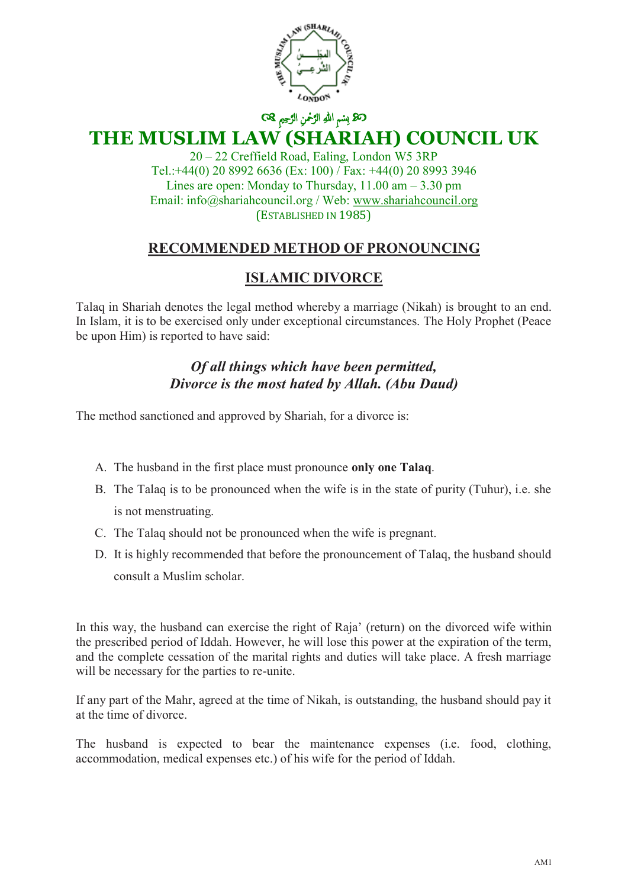بِسْمِ اللّٰهِ الرَّحْمٰنِ الرَّحِيمِ

# THE MUSLIM LAW (SHARIAH) COUNCIL UK

20 – 22 Creffield Road, Ealing, London W5 3RP
Tel.:+44(0) 20 8992 6636 (Ex: 100) / Fax: +44(0) 20 8993 3946
Lines are open: Monday to Thursday, 11.00 am – 3.30 pm
Email: info@shariahcouncil.org / Web: www.shariahcouncil.org
(ESTABLISHED IN 1985)

## RECOMMENDED METHOD OF PRONOUNCING

## ISLAMIC DIVORCE

Talaq in Shariah denotes the legal method whereby a marriage (Nikah) is brought to an end. In Islam, it is to be exercised only under exceptional circumstances. The Holy Prophet (Peace be upon Him) is reported to have said:

***Of all things which have been permitted,***
***Divorce is the most hated by Allah. (Abu Daud)***

The method sanctioned and approved by Shariah, for a divorce is:

A. The husband in the first place must pronounce **only one Talaq**.
B. The Talaq is to be pronounced when the wife is in the state of purity (Tuhur), i.e. she is not menstruating.
C. The Talaq should not be pronounced when the wife is pregnant.
D. It is highly recommended that before the pronouncement of Talaq, the husband should consult a Muslim scholar.

In this way, the husband can exercise the right of Raja' (return) on the divorced wife within the prescribed period of Iddah. However, he will lose this power at the expiration of the term, and the complete cessation of the marital rights and duties will take place. A fresh marriage will be necessary for the parties to re-unite.

If any part of the Mahr, agreed at the time of Nikah, is outstanding, the husband should pay it at the time of divorce.

The husband is expected to bear the maintenance expenses (i.e. food, clothing, accommodation, medical expenses etc.) of his wife for the period of Iddah.

AM1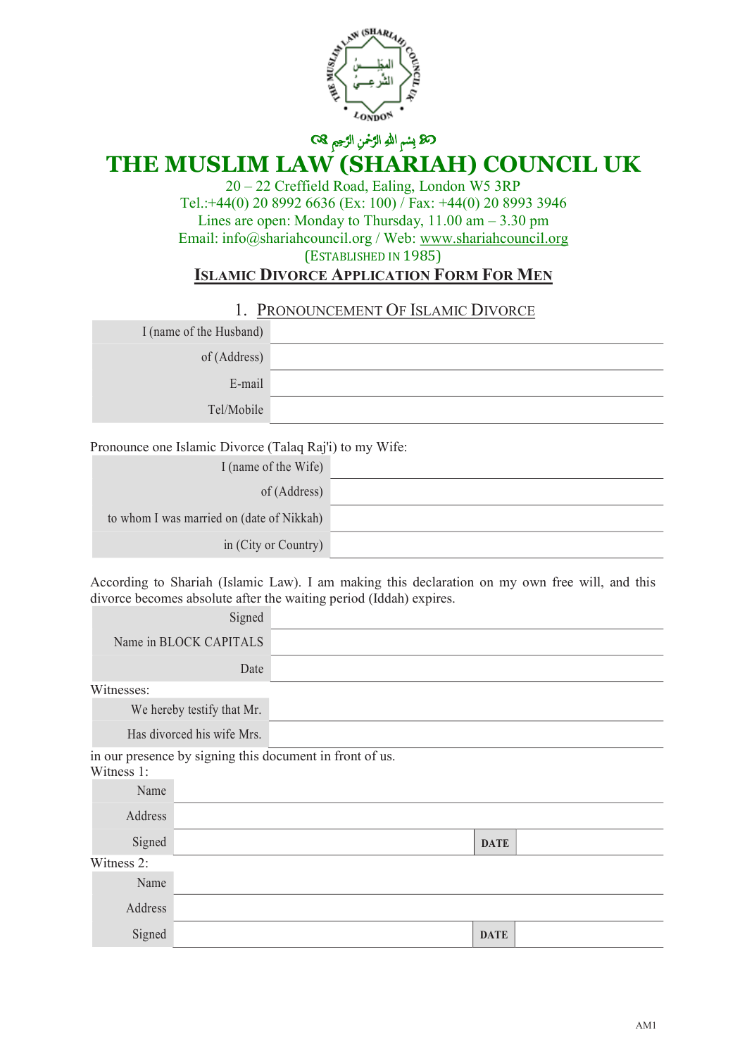﷽

# THE MUSLIM LAW (SHARIAH) COUNCIL UK

20 – 22 Creffield Road, Ealing, London W5 3RP
Tel.:+44(0) 20 8992 6636 (Ex: 100) / Fax: +44(0) 20 8993 3946
Lines are open: Monday to Thursday, 11.00 am – 3.30 pm
Email: info@shariahcouncil.org / Web: www.shariahcouncil.org
(ESTABLISHED IN 1985)

## ISLAMIC DIVORCE APPLICATION FORM FOR MEN

### 1. PRONOUNCEMENT OF ISLAMIC DIVORCE

| | |
|---|---|
| I (name of the Husband) | |
| of (Address) | |
| E-mail | |
| Tel/Mobile | |

Pronounce one Islamic Divorce (Talaq Raj'i) to my Wife:

| | |
|---|---|
| I (name of the Wife) | |
| of (Address) | |
| to whom I was married on (date of Nikkah) | |
| in (City or Country) | |

According to Shariah (Islamic Law). I am making this declaration on my own free will, and this divorce becomes absolute after the waiting period (Iddah) expires.

| | |
|---|---|
| Signed | |
| Name in BLOCK CAPITALS | |
| Date | |

Witnesses:

| | |
|---|---|
| We hereby testify that Mr. | |
| Has divorced his wife Mrs. | |

in our presence by signing this document in front of us.

Witness 1:

| | | | |
|---|---|---|---|
| Name | | | |
| Address | | | |
| Signed | | DATE | |

Witness 2:

| | | | |
|---|---|---|---|
| Name | | | |
| Address | | | |
| Signed | | DATE | |

AM1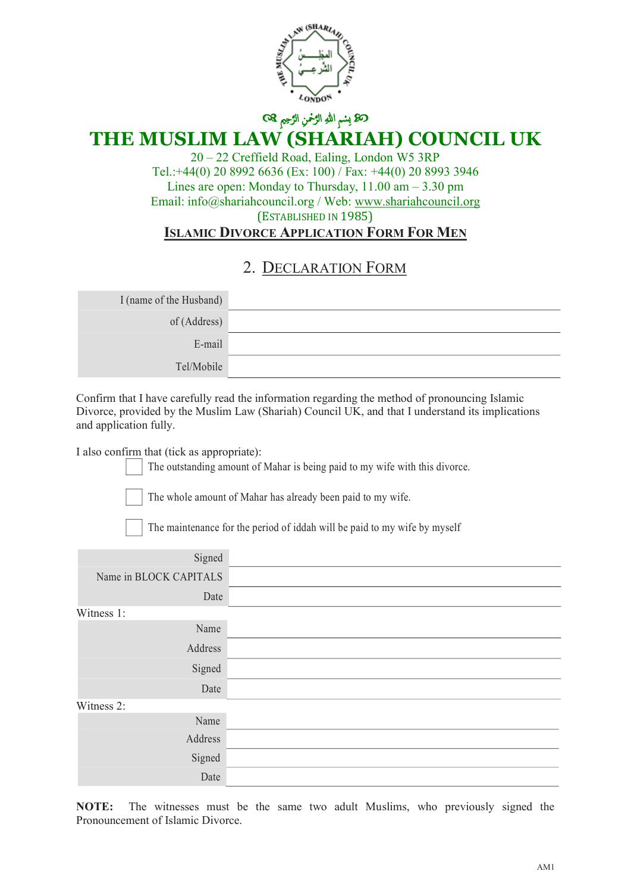﷽

# THE MUSLIM LAW (SHARIAH) COUNCIL UK

20 – 22 Creffield Road, Ealing, London W5 3RP
Tel.:+44(0) 20 8992 6636 (Ex: 100) / Fax: +44(0) 20 8993 3946
Lines are open: Monday to Thursday, 11.00 am – 3.30 pm
Email: info@shariahcouncil.org / Web: www.shariahcouncil.org
(ESTABLISHED IN 1985)

**ISLAMIC DIVORCE APPLICATION FORM FOR MEN**

## 2. DECLARATION FORM

| | |
|---|---|
| I (name of the Husband) | |
| of (Address) | |
| E-mail | |
| Tel/Mobile | |

Confirm that I have carefully read the information regarding the method of pronouncing Islamic Divorce, provided by the Muslim Law (Shariah) Council UK, and that I understand its implications and application fully.

I also confirm that (tick as appropriate):

- ☐ The outstanding amount of Mahar is being paid to my wife with this divorce.
- ☐ The whole amount of Mahar has already been paid to my wife.
- ☐ The maintenance for the period of iddah will be paid to my wife by myself

| | |
|---|---|
| Signed | |
| Name in BLOCK CAPITALS | |
| Date | |

Witness 1:

| | |
|---|---|
| Name | |
| Address | |
| Signed | |
| Date | |

Witness 2:

| | |
|---|---|
| Name | |
| Address | |
| Signed | |
| Date | |

**NOTE:** The witnesses must be the same two adult Muslims, who previously signed the Pronouncement of Islamic Divorce.

AM1